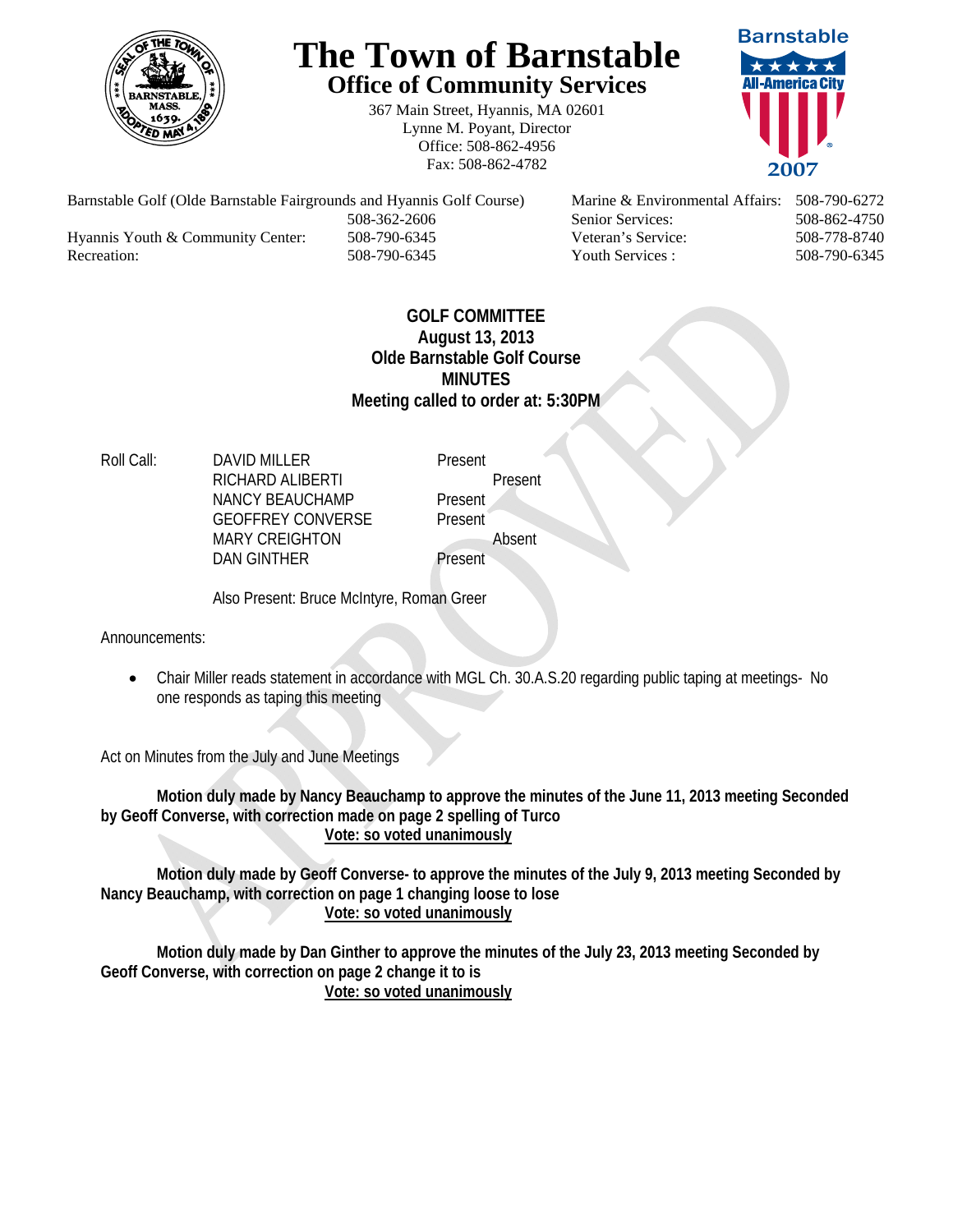# The Town of Barnstable

## Office of Community Services

367 Main Street, Hyannis, MA 02601
Lynne M. Poyant, Director
Office: 508-862-4956
Fax: 508-862-4782

| | | | |
|---|---|---|---|
| Barnstable Golf (Olde Barnstable Fairgrounds and Hyannis Golf Course) | 508-362-2606 | Marine & Environmental Affairs: | 508-790-6272 |
| | | Senior Services: | 508-862-4750 |
| Hyannis Youth & Community Center: | 508-790-6345 | Veteran's Service: | 508-778-8740 |
| Recreation: | 508-790-6345 | Youth Services : | 508-790-6345 |

**GOLF COMMITTEE**
**August 13, 2013**
**Olde Barnstable Golf Course**
**MINUTES**
**Meeting called to order at: 5:30PM**

Roll Call:

| | |
|---|---|
| DAVID MILLER | Present |
| RICHARD ALIBERTI | Present |
| NANCY BEAUCHAMP | Present |
| GEOFFREY CONVERSE | Present |
| MARY CREIGHTON | Absent |
| DAN GINTHER | Present |

Also Present: Bruce McIntyre, Roman Greer

Announcements:

- Chair Miller reads statement in accordance with MGL Ch. 30.A.S.20 regarding public taping at meetings- No one responds as taping this meeting

Act on Minutes from the July and June Meetings

**Motion duly made by Nancy Beauchamp to approve the minutes of the June 11, 2013 meeting Seconded by Geoff Converse, with correction made on page 2 spelling of Turco**
**Vote: so voted unanimously**

**Motion duly made by Geoff Converse- to approve the minutes of the July 9, 2013 meeting Seconded by Nancy Beauchamp, with correction on page 1 changing loose to lose**
**Vote: so voted unanimously**

**Motion duly made by Dan Ginther to approve the minutes of the July 23, 2013 meeting Seconded by Geoff Converse, with correction on page 2 change it to is**
**Vote: so voted unanimously**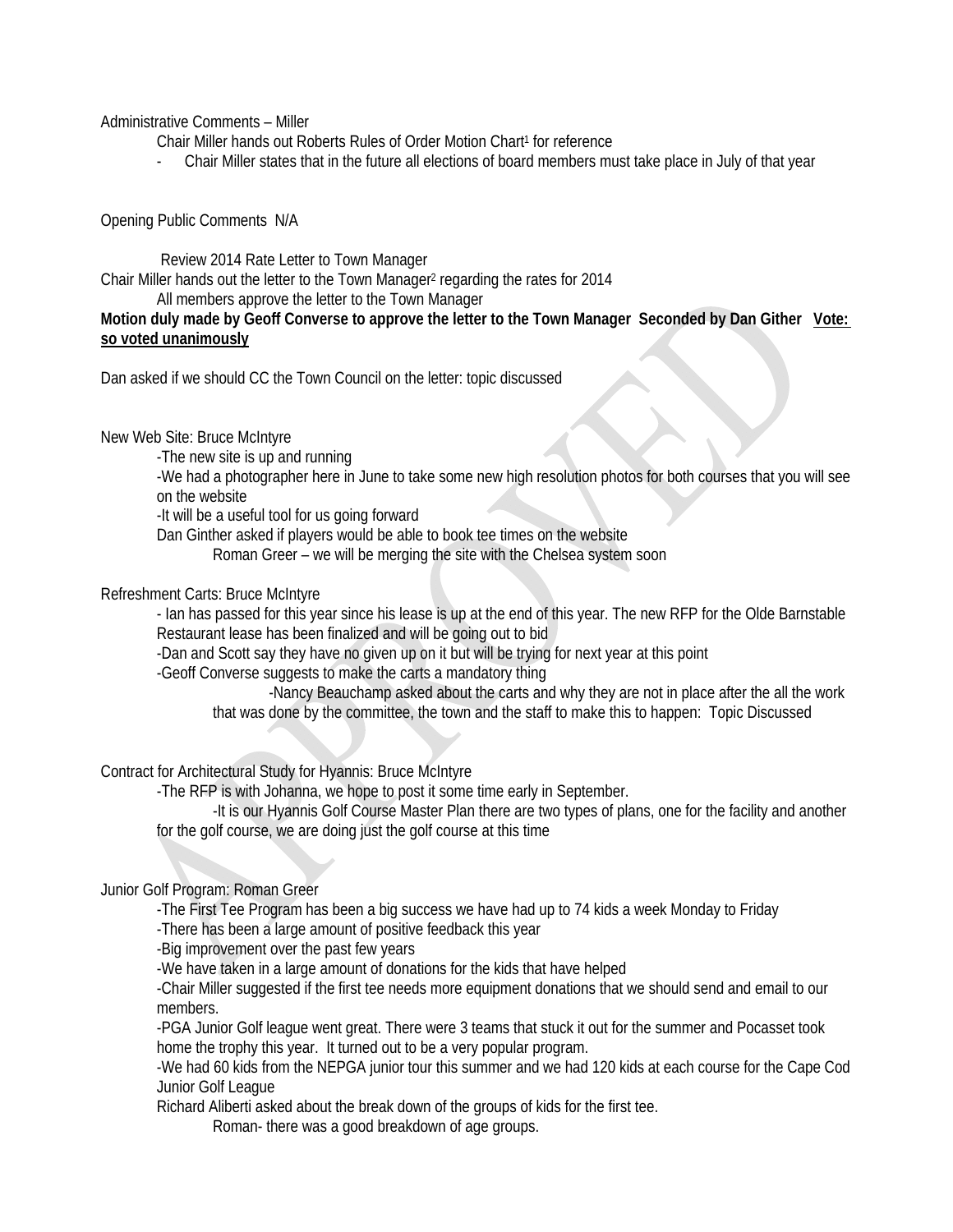Administrative Comments – Miller

Chair Miller hands out Roberts Rules of Order Motion Chart[1] for reference

- Chair Miller states that in the future all elections of board members must take place in July of that year

Opening Public Comments N/A

Review 2014 Rate Letter to Town Manager

Chair Miller hands out the letter to the Town Manager[2] regarding the rates for 2014

All members approve the letter to the Town Manager

**Motion duly made by Geoff Converse to approve the letter to the Town Manager Seconded by Dan Gither <u>Vote: so voted unanimously</u>**

Dan asked if we should CC the Town Council on the letter: topic discussed

New Web Site: Bruce McIntyre

-The new site is up and running

-We had a photographer here in June to take some new high resolution photos for both courses that you will see on the website

-It will be a useful tool for us going forward

Dan Ginther asked if players would be able to book tee times on the website

Roman Greer – we will be merging the site with the Chelsea system soon

Refreshment Carts: Bruce McIntyre

- Ian has passed for this year since his lease is up at the end of this year. The new RFP for the Olde Barnstable Restaurant lease has been finalized and will be going out to bid

-Dan and Scott say they have no given up on it but will be trying for next year at this point

-Geoff Converse suggests to make the carts a mandatory thing

-Nancy Beauchamp asked about the carts and why they are not in place after the all the work that was done by the committee, the town and the staff to make this to happen: Topic Discussed

Contract for Architectural Study for Hyannis: Bruce McIntyre

-The RFP is with Johanna, we hope to post it some time early in September.

-It is our Hyannis Golf Course Master Plan there are two types of plans, one for the facility and another for the golf course, we are doing just the golf course at this time

Junior Golf Program: Roman Greer

-The First Tee Program has been a big success we have had up to 74 kids a week Monday to Friday

-There has been a large amount of positive feedback this year

-Big improvement over the past few years

-We have taken in a large amount of donations for the kids that have helped

-Chair Miller suggested if the first tee needs more equipment donations that we should send and email to our members.

-PGA Junior Golf league went great. There were 3 teams that stuck it out for the summer and Pocasset took home the trophy this year. It turned out to be a very popular program.

-We had 60 kids from the NEPGA junior tour this summer and we had 120 kids at each course for the Cape Cod Junior Golf League

Richard Aliberti asked about the break down of the groups of kids for the first tee.

Roman- there was a good breakdown of age groups.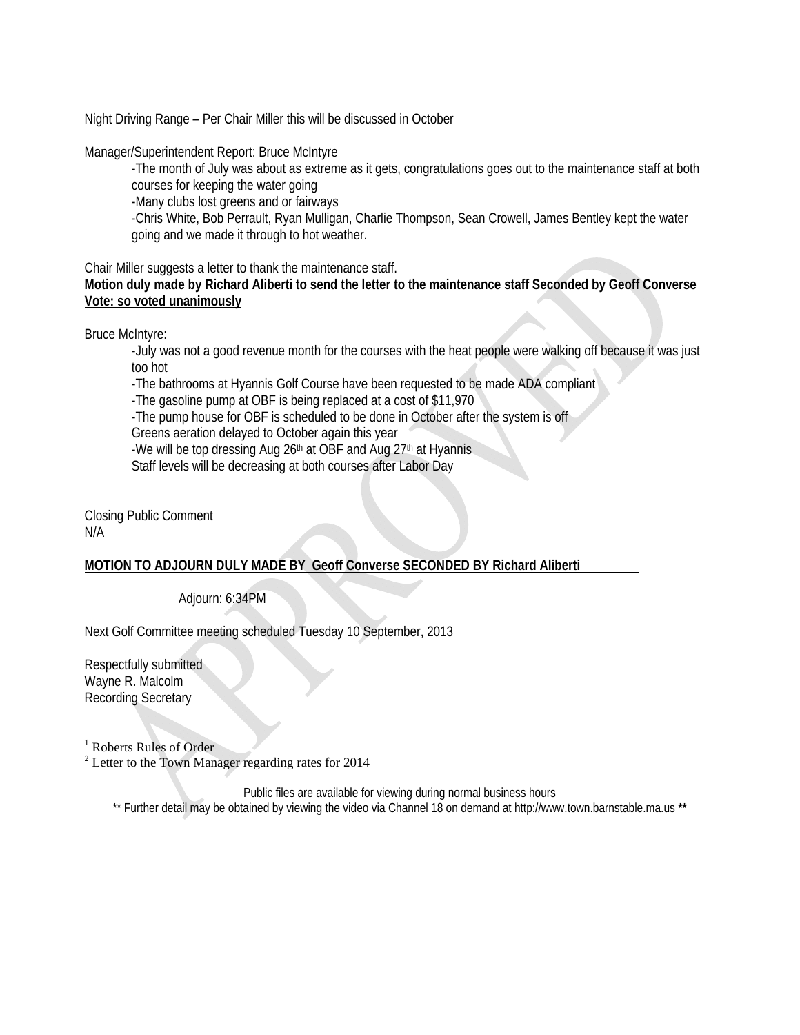Night Driving Range – Per Chair Miller this will be discussed in October

Manager/Superintendent Report: Bruce McIntyre

-The month of July was about as extreme as it gets, congratulations goes out to the maintenance staff at both courses for keeping the water going
-Many clubs lost greens and or fairways
-Chris White, Bob Perrault, Ryan Mulligan, Charlie Thompson, Sean Crowell, James Bentley kept the water going and we made it through to hot weather.

Chair Miller suggests a letter to thank the maintenance staff.

**Motion duly made by Richard Aliberti to send the letter to the maintenance staff Seconded by Geoff Converse**
**Vote: so voted unanimously**

Bruce McIntyre:

-July was not a good revenue month for the courses with the heat people were walking off because it was just too hot
-The bathrooms at Hyannis Golf Course have been requested to be made ADA compliant
-The gasoline pump at OBF is being replaced at a cost of $11,970
-The pump house for OBF is scheduled to be done in October after the system is off
Greens aeration delayed to October again this year
-We will be top dressing Aug 26th at OBF and Aug 27th at Hyannis
Staff levels will be decreasing at both courses after Labor Day

Closing Public Comment
N/A

**MOTION TO ADJOURN DULY MADE BY Geoff Converse SECONDED BY Richard Aliberti**

Adjourn: 6:34PM

Next Golf Committee meeting scheduled Tuesday 10 September, 2013

Respectfully submitted
Wayne R. Malcolm
Recording Secretary

---

[1] Roberts Rules of Order
[2] Letter to the Town Manager regarding rates for 2014

Public files are available for viewing during normal business hours
** Further detail may be obtained by viewing the video via Channel 18 on demand at http://www.town.barnstable.ma.us **